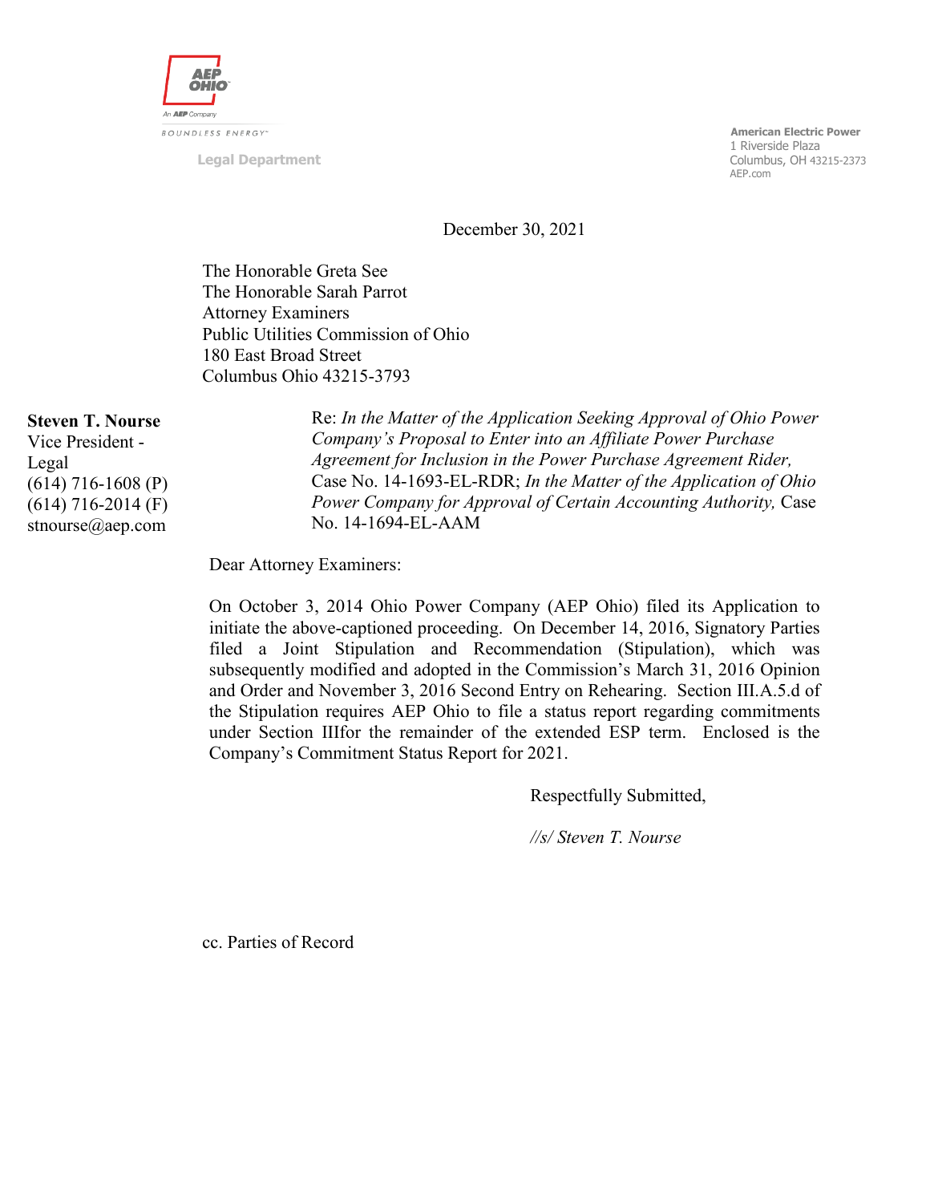AEP OHIO

An AEP Company

BOUNDLESS ENERGY

Legal Department

**American Electric Power**
1 Riverside Plaza
Columbus, OH 43215-2373
AEP.com

December 30, 2021

The Honorable Greta See
The Honorable Sarah Parrot
Attorney Examiners
Public Utilities Commission of Ohio
180 East Broad Street
Columbus Ohio 43215-3793

**Steven T. Nourse**
Vice President - Legal
(614) 716-1608 (P)
(614) 716-2014 (F)
stnourse@aep.com

Re: *In the Matter of the Application Seeking Approval of Ohio Power Company's Proposal to Enter into an Affiliate Power Purchase Agreement for Inclusion in the Power Purchase Agreement Rider,* Case No. 14-1693-EL-RDR; *In the Matter of the Application of Ohio Power Company for Approval of Certain Accounting Authority,* Case No. 14-1694-EL-AAM

Dear Attorney Examiners:

On October 3, 2014 Ohio Power Company (AEP Ohio) filed its Application to initiate the above-captioned proceeding. On December 14, 2016, Signatory Parties filed a Joint Stipulation and Recommendation (Stipulation), which was subsequently modified and adopted in the Commission's March 31, 2016 Opinion and Order and November 3, 2016 Second Entry on Rehearing. Section III.A.5.d of the Stipulation requires AEP Ohio to file a status report regarding commitments under Section IIIfor the remainder of the extended ESP term. Enclosed is the Company's Commitment Status Report for 2021.

Respectfully Submitted,

*//s/ Steven T. Nourse*

cc. Parties of Record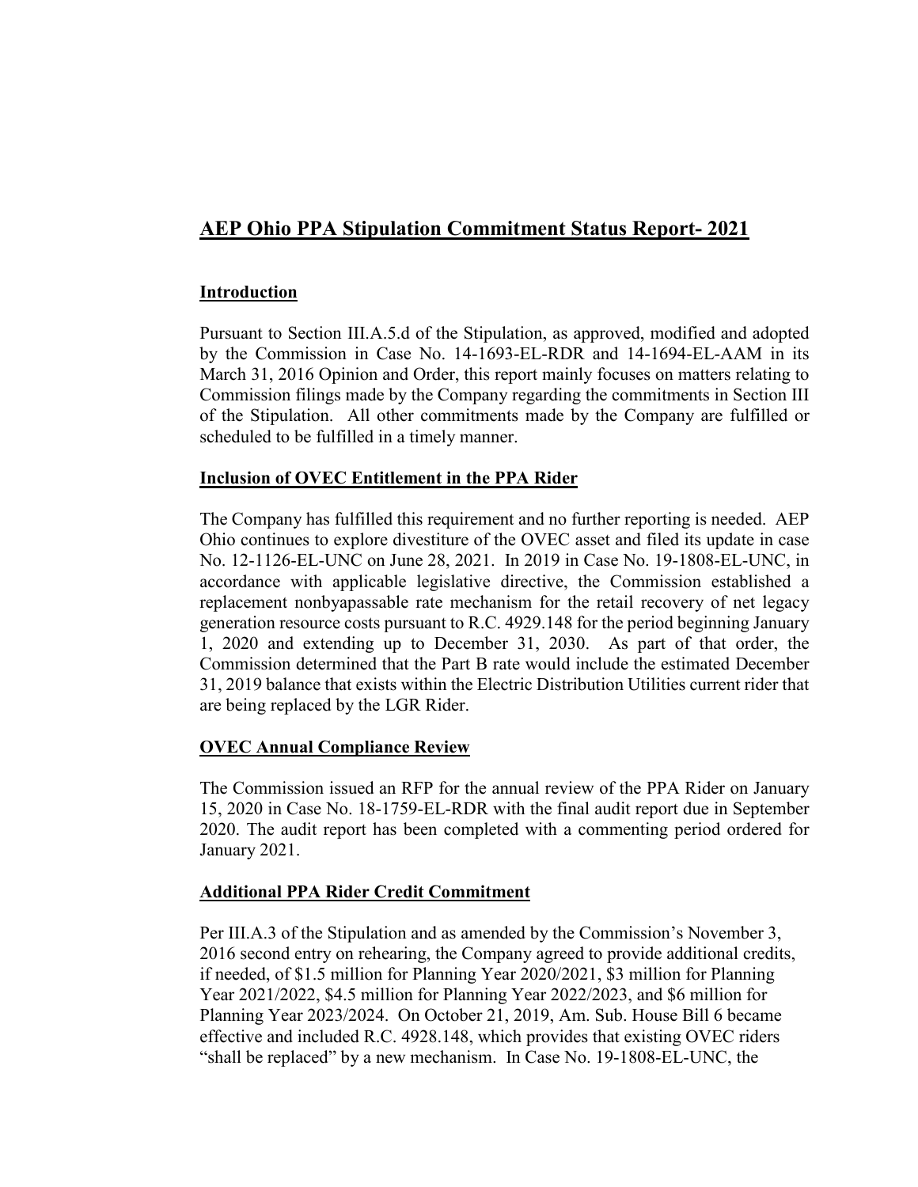## AEP Ohio PPA Stipulation Commitment Status Report- 2021

### Introduction

Pursuant to Section III.A.5.d of the Stipulation, as approved, modified and adopted by the Commission in Case No. 14-1693-EL-RDR and 14-1694-EL-AAM in its March 31, 2016 Opinion and Order, this report mainly focuses on matters relating to Commission filings made by the Company regarding the commitments in Section III of the Stipulation. All other commitments made by the Company are fulfilled or scheduled to be fulfilled in a timely manner.

### Inclusion of OVEC Entitlement in the PPA Rider

The Company has fulfilled this requirement and no further reporting is needed. AEP Ohio continues to explore divestiture of the OVEC asset and filed its update in case No. 12-1126-EL-UNC on June 28, 2021. In 2019 in Case No. 19-1808-EL-UNC, in accordance with applicable legislative directive, the Commission established a replacement nonbyapassable rate mechanism for the retail recovery of net legacy generation resource costs pursuant to R.C. 4929.148 for the period beginning January 1, 2020 and extending up to December 31, 2030. As part of that order, the Commission determined that the Part B rate would include the estimated December 31, 2019 balance that exists within the Electric Distribution Utilities current rider that are being replaced by the LGR Rider.

### OVEC Annual Compliance Review

The Commission issued an RFP for the annual review of the PPA Rider on January 15, 2020 in Case No. 18-1759-EL-RDR with the final audit report due in September 2020. The audit report has been completed with a commenting period ordered for January 2021.

### Additional PPA Rider Credit Commitment

Per III.A.3 of the Stipulation and as amended by the Commission's November 3, 2016 second entry on rehearing, the Company agreed to provide additional credits, if needed, of $1.5 million for Planning Year 2020/2021, $3 million for Planning Year 2021/2022, $4.5 million for Planning Year 2022/2023, and $6 million for Planning Year 2023/2024. On October 21, 2019, Am. Sub. House Bill 6 became effective and included R.C. 4928.148, which provides that existing OVEC riders "shall be replaced" by a new mechanism. In Case No. 19-1808-EL-UNC, the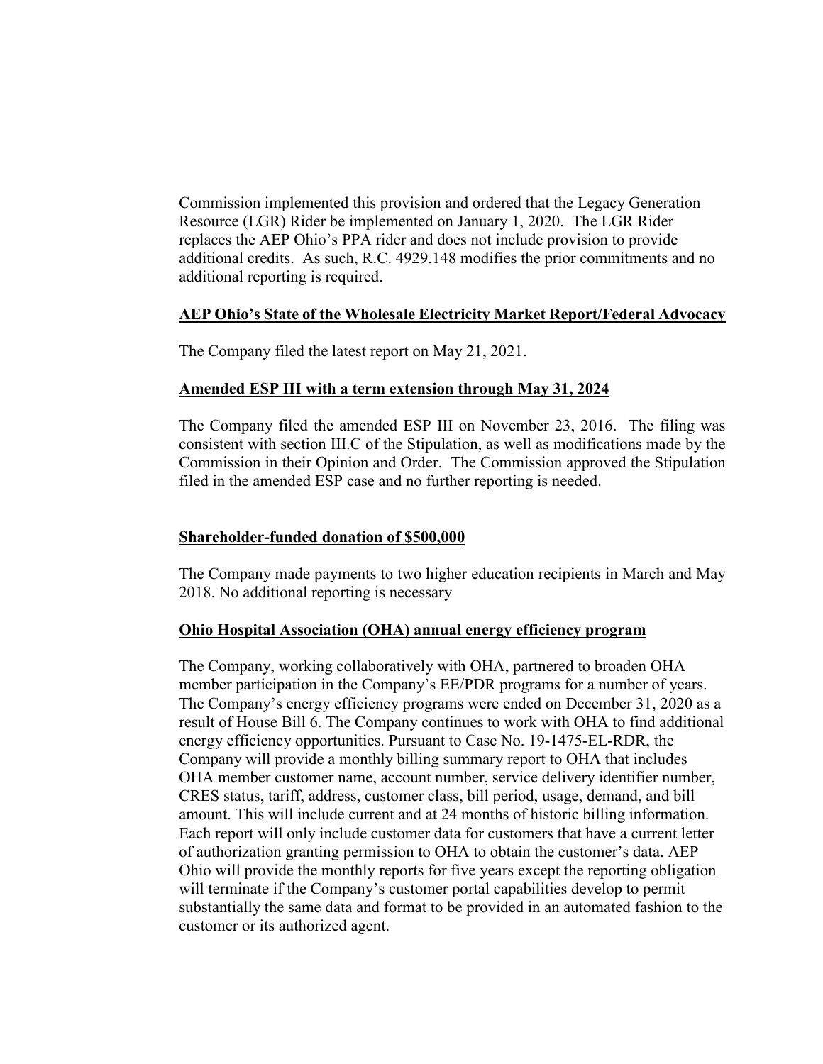Commission implemented this provision and ordered that the Legacy Generation Resource (LGR) Rider be implemented on January 1, 2020. The LGR Rider replaces the AEP Ohio's PPA rider and does not include provision to provide additional credits. As such, R.C. 4929.148 modifies the prior commitments and no additional reporting is required.

**AEP Ohio's State of the Wholesale Electricity Market Report/Federal Advocacy**

The Company filed the latest report on May 21, 2021.

**Amended ESP III with a term extension through May 31, 2024**

The Company filed the amended ESP III on November 23, 2016. The filing was consistent with section III.C of the Stipulation, as well as modifications made by the Commission in their Opinion and Order. The Commission approved the Stipulation filed in the amended ESP case and no further reporting is needed.

**Shareholder-funded donation of $500,000**

The Company made payments to two higher education recipients in March and May 2018. No additional reporting is necessary

**Ohio Hospital Association (OHA) annual energy efficiency program**

The Company, working collaboratively with OHA, partnered to broaden OHA member participation in the Company's EE/PDR programs for a number of years. The Company's energy efficiency programs were ended on December 31, 2020 as a result of House Bill 6. The Company continues to work with OHA to find additional energy efficiency opportunities. Pursuant to Case No. 19-1475-EL-RDR, the Company will provide a monthly billing summary report to OHA that includes OHA member customer name, account number, service delivery identifier number, CRES status, tariff, address, customer class, bill period, usage, demand, and bill amount. This will include current and at 24 months of historic billing information. Each report will only include customer data for customers that have a current letter of authorization granting permission to OHA to obtain the customer's data. AEP Ohio will provide the monthly reports for five years except the reporting obligation will terminate if the Company's customer portal capabilities develop to permit substantially the same data and format to be provided in an automated fashion to the customer or its authorized agent.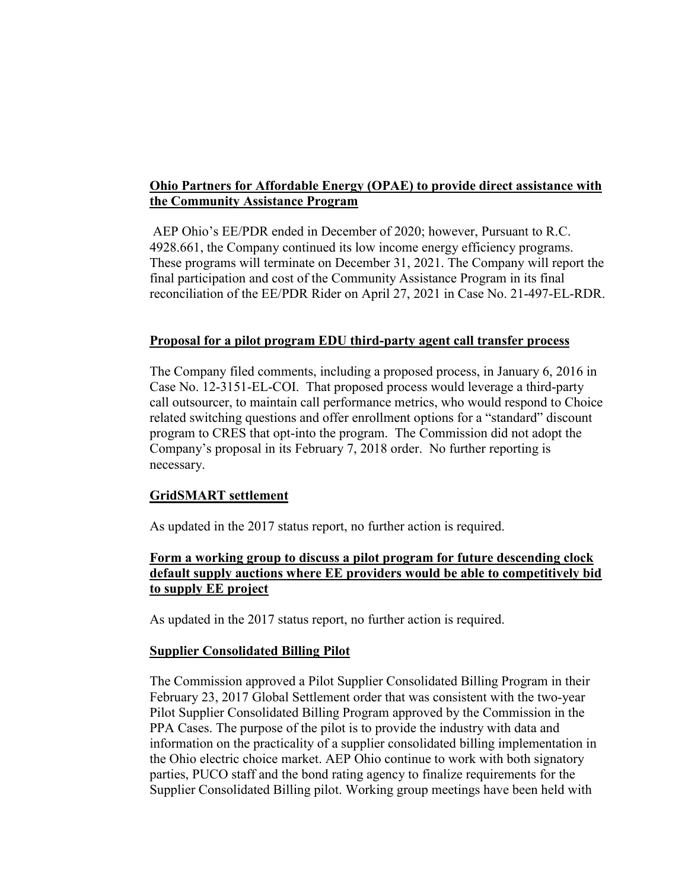**Ohio Partners for Affordable Energy (OPAE) to provide direct assistance with the Community Assistance Program**

AEP Ohio's EE/PDR ended in December of 2020; however, Pursuant to R.C. 4928.661, the Company continued its low income energy efficiency programs. These programs will terminate on December 31, 2021. The Company will report the final participation and cost of the Community Assistance Program in its final reconciliation of the EE/PDR Rider on April 27, 2021 in Case No. 21-497-EL-RDR.

**Proposal for a pilot program EDU third-party agent call transfer process**

The Company filed comments, including a proposed process, in January 6, 2016 in Case No. 12-3151-EL-COI. That proposed process would leverage a third-party call outsourcer, to maintain call performance metrics, who would respond to Choice related switching questions and offer enrollment options for a "standard" discount program to CRES that opt-into the program. The Commission did not adopt the Company's proposal in its February 7, 2018 order. No further reporting is necessary.

**GridSMART settlement**

As updated in the 2017 status report, no further action is required.

**Form a working group to discuss a pilot program for future descending clock default supply auctions where EE providers would be able to competitively bid to supply EE project**

As updated in the 2017 status report, no further action is required.

**Supplier Consolidated Billing Pilot**

The Commission approved a Pilot Supplier Consolidated Billing Program in their February 23, 2017 Global Settlement order that was consistent with the two-year Pilot Supplier Consolidated Billing Program approved by the Commission in the PPA Cases. The purpose of the pilot is to provide the industry with data and information on the practicality of a supplier consolidated billing implementation in the Ohio electric choice market. AEP Ohio continue to work with both signatory parties, PUCO staff and the bond rating agency to finalize requirements for the Supplier Consolidated Billing pilot. Working group meetings have been held with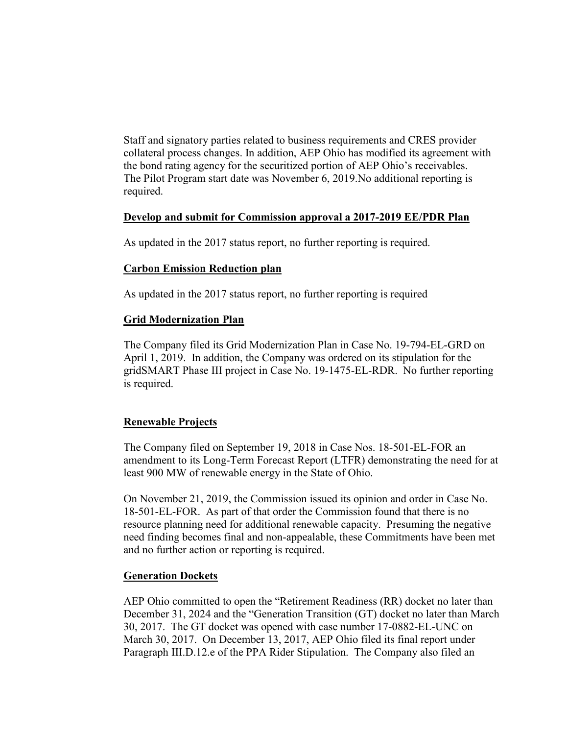Staff and signatory parties related to business requirements and CRES provider collateral process changes. In addition, AEP Ohio has modified its agreement with the bond rating agency for the securitized portion of AEP Ohio's receivables. The Pilot Program start date was November 6, 2019.No additional reporting is required.

**Develop and submit for Commission approval a 2017-2019 EE/PDR Plan**

As updated in the 2017 status report, no further reporting is required.

**Carbon Emission Reduction plan**

As updated in the 2017 status report, no further reporting is required

**Grid Modernization Plan**

The Company filed its Grid Modernization Plan in Case No. 19-794-EL-GRD on April 1, 2019. In addition, the Company was ordered on its stipulation for the gridSMART Phase III project in Case No. 19-1475-EL-RDR. No further reporting is required.

**Renewable Projects**

The Company filed on September 19, 2018 in Case Nos. 18-501-EL-FOR an amendment to its Long-Term Forecast Report (LTFR) demonstrating the need for at least 900 MW of renewable energy in the State of Ohio.

On November 21, 2019, the Commission issued its opinion and order in Case No. 18-501-EL-FOR. As part of that order the Commission found that there is no resource planning need for additional renewable capacity. Presuming the negative need finding becomes final and non-appealable, these Commitments have been met and no further action or reporting is required.

**Generation Dockets**

AEP Ohio committed to open the "Retirement Readiness (RR) docket no later than December 31, 2024 and the "Generation Transition (GT) docket no later than March 30, 2017. The GT docket was opened with case number 17-0882-EL-UNC on March 30, 2017. On December 13, 2017, AEP Ohio filed its final report under Paragraph III.D.12.e of the PPA Rider Stipulation. The Company also filed an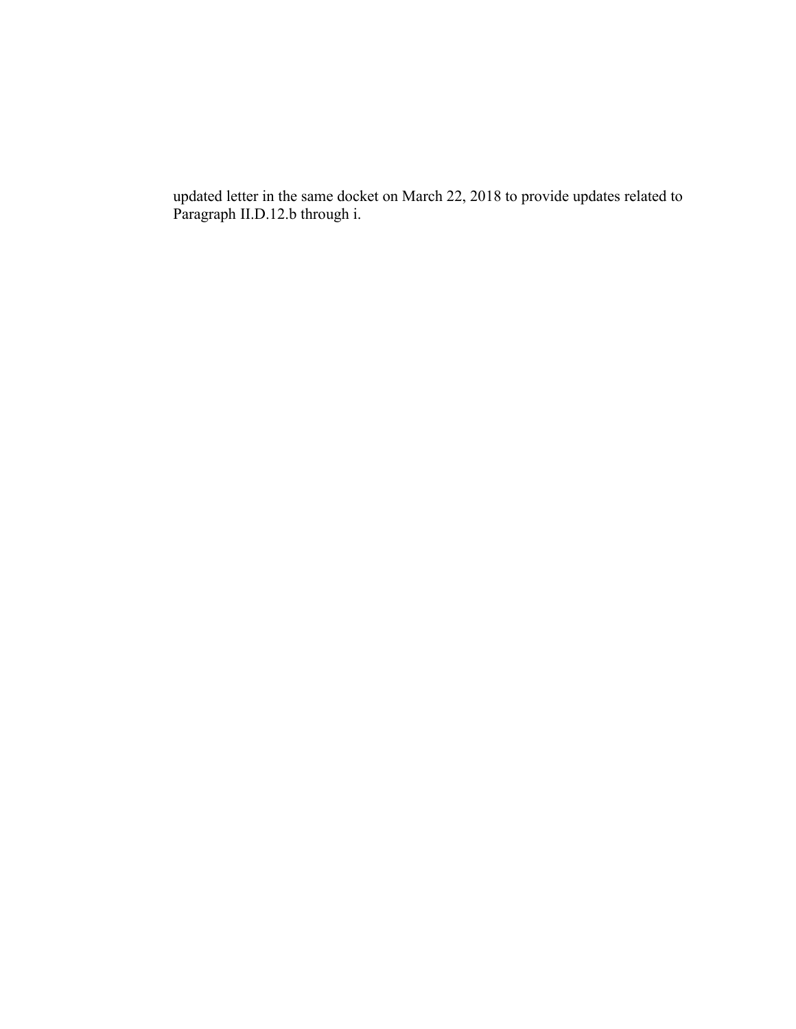updated letter in the same docket on March 22, 2018 to provide updates related to Paragraph II.D.12.b through i.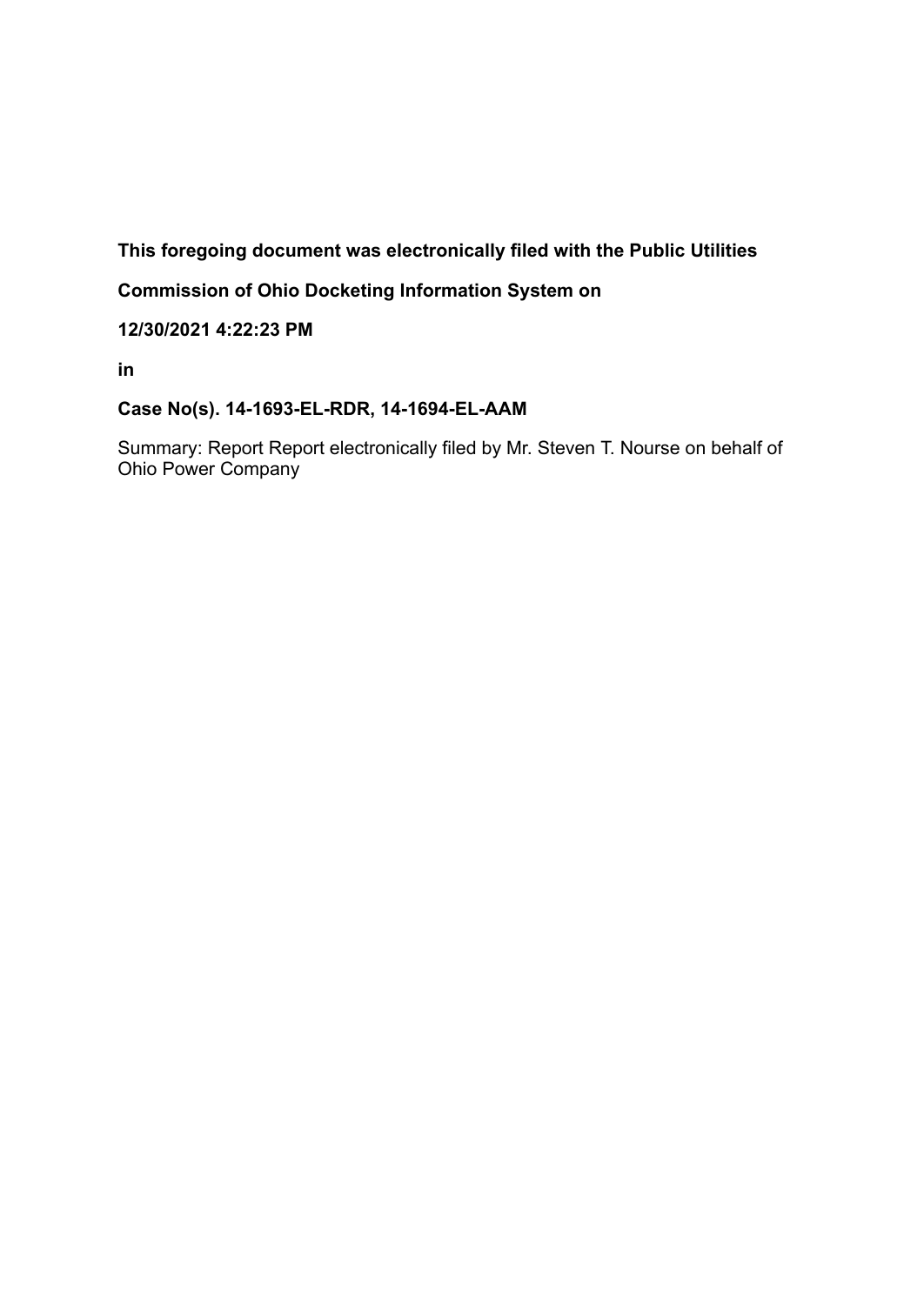**This foregoing document was electronically filed with the Public Utilities**

**Commission of Ohio Docketing Information System on**

**12/30/2021 4:22:23 PM**

**in**

**Case No(s). 14-1693-EL-RDR, 14-1694-EL-AAM**

Summary: Report Report electronically filed by Mr. Steven T. Nourse on behalf of Ohio Power Company